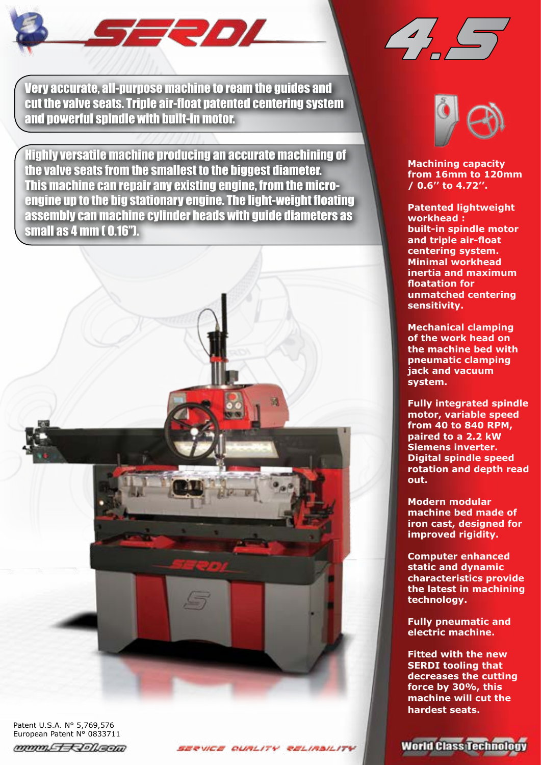# SERDI 4.5

Very accurate, all-purpose machine to ream the guides and cut the valve seats. Triple air-float patented centering system and powerful spindle with built-in motor.

Highly versatile machine producing an accurate machining of the valve seats from the smallest to the biggest diameter. This machine can repair any existing engine, from the micro-engine up to the big stationary engine. The light-weight floating assembly can machine cylinder heads with guide diameters as small as 4 mm ( 0.16”).

**Machining capacity from 16mm to 120mm / 0.6’’ to 4.72’’.**

**Patented lightweight workhead : built-in spindle motor and triple air-float centering system. Minimal workhead inertia and maximum floatation for unmatched centering sensitivity.**

**Mechanical clamping of the work head on the machine bed with pneumatic clamping jack and vacuum system.**

**Fully integrated spindle motor, variable speed from 40 to 840 RPM, paired to a 2.2 kW Siemens inverter. Digital spindle speed rotation and depth read out.**

**Modern modular machine bed made of iron cast, designed for improved rigidity.**

**Computer enhanced static and dynamic characteristics provide the latest in machining technology.**

**Fully pneumatic and electric machine.**

**Fitted with the new SERDI tooling that decreases the cutting force by 30%, this machine will cut the hardest seats.**

Patent U.S.A. N° 5,769,576
European Patent N° 0833711

www.SERDI.com

SERVICE QUALITY RELIABILITY

World Class Technology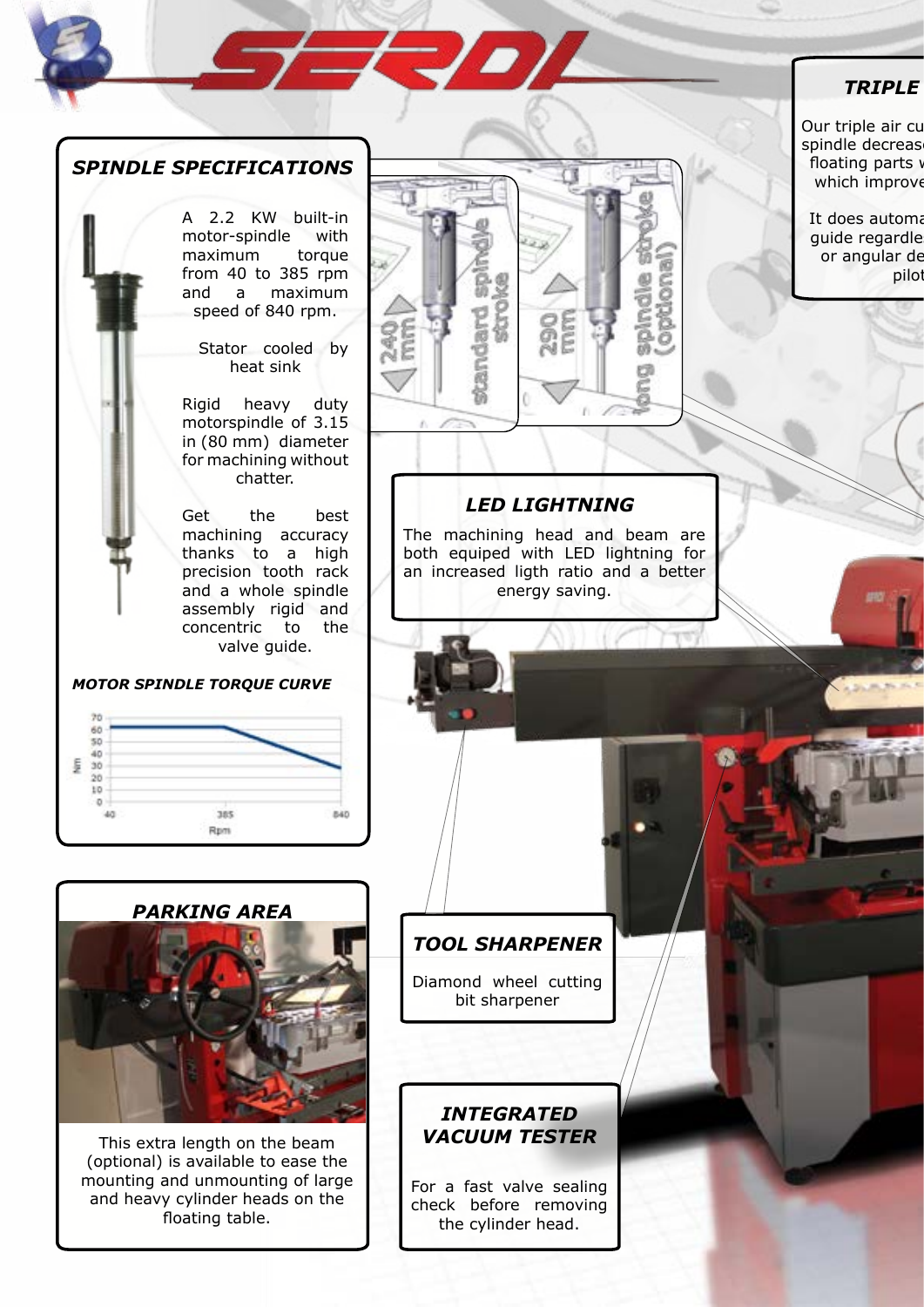## SPINDLE SPECIFICATIONS

A 2.2 KW built-in motor-spindle with maximum torque from 40 to 385 rpm and a maximum speed of 840 rpm.

Stator cooled by heat sink

Rigid heavy duty motorspindle of 3.15 in (80 mm) diameter for machining without chatter.

Get the best machining accuracy thanks to a high precision tooth rack and a whole spindle assembly rigid and concentric to the valve guide.

**MOTOR SPINDLE TORQUE CURVE**

240 mm standard spindle stroke

290 mm long spindle stroke (optional)

## TRIPLE

Our triple air cu spindle decrease floating parts w which improve

It does automa guide regardle or angular de pilot

## LED LIGHTNING

The machining head and beam are both equiped with LED lightning for an increased ligth ratio and a better energy saving.

## PARKING AREA

This extra length on the beam (optional) is available to ease the mounting and unmounting of large and heavy cylinder heads on the floating table.

## TOOL SHARPENER

Diamond wheel cutting bit sharpener

## INTEGRATED VACUUM TESTER

For a fast valve sealing check before removing the cylinder head.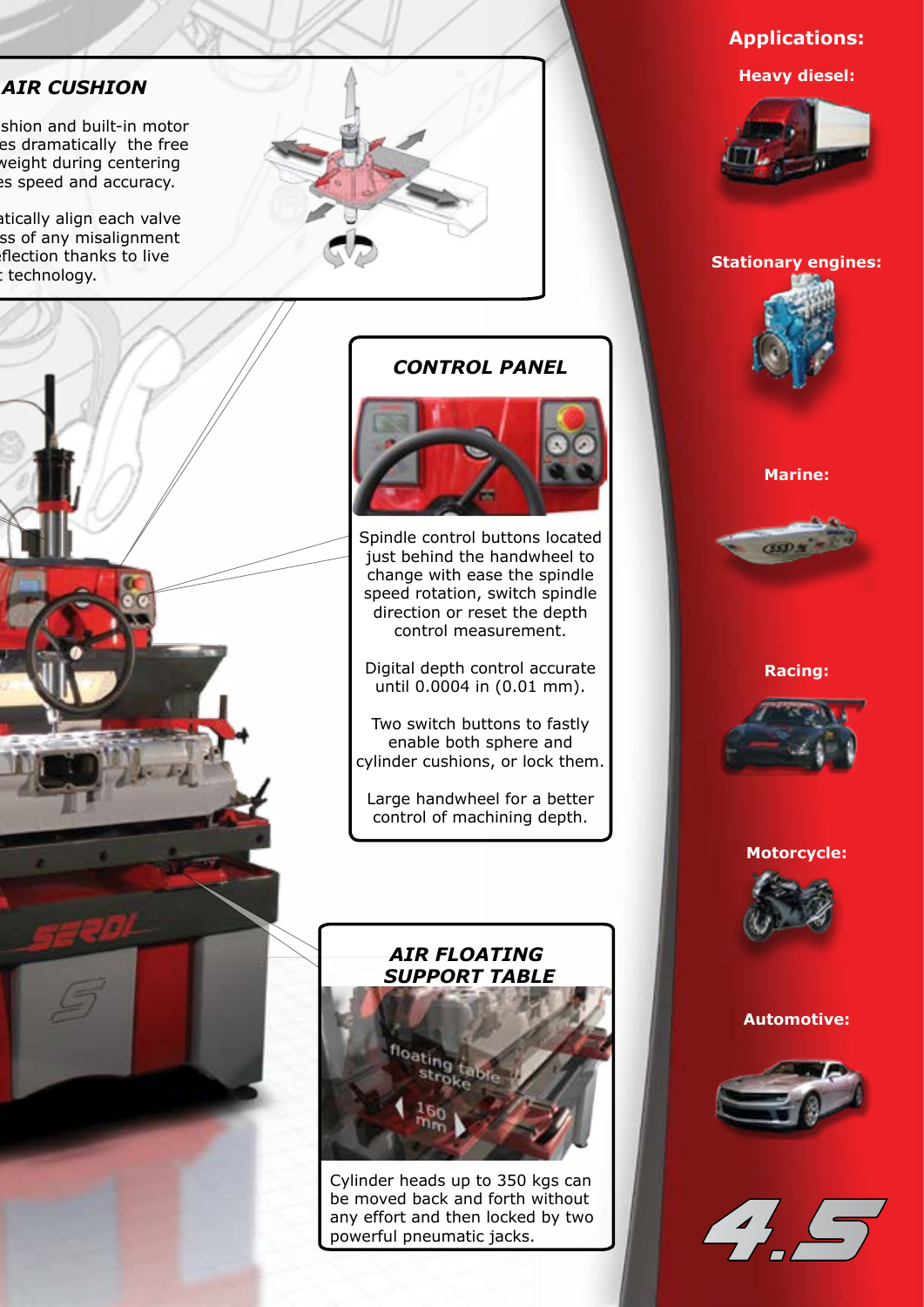## AIR CUSHION

shion and built-in motor es dramatically the free weight during centering es speed and accuracy.

atically align each valve ss of any misalignment eflection thanks to live t technology.

## CONTROL PANEL

Spindle control buttons located just behind the handwheel to change with ease the spindle speed rotation, switch spindle direction or reset the depth control measurement.

Digital depth control accurate until 0.0004 in (0.01 mm).

Two switch buttons to fastly enable both sphere and cylinder cushions, or lock them.

Large handwheel for a better control of machining depth.

## AIR FLOATING SUPPORT TABLE

floating table stroke

160 mm

Cylinder heads up to 350 kgs can be moved back and forth without any effort and then locked by two powerful pneumatic jacks.

## Applications:

**Heavy diesel:**

**Stationary engines:**

**Marine:**

**Racing:**

**Motorcycle:**

**Automotive:**

4.5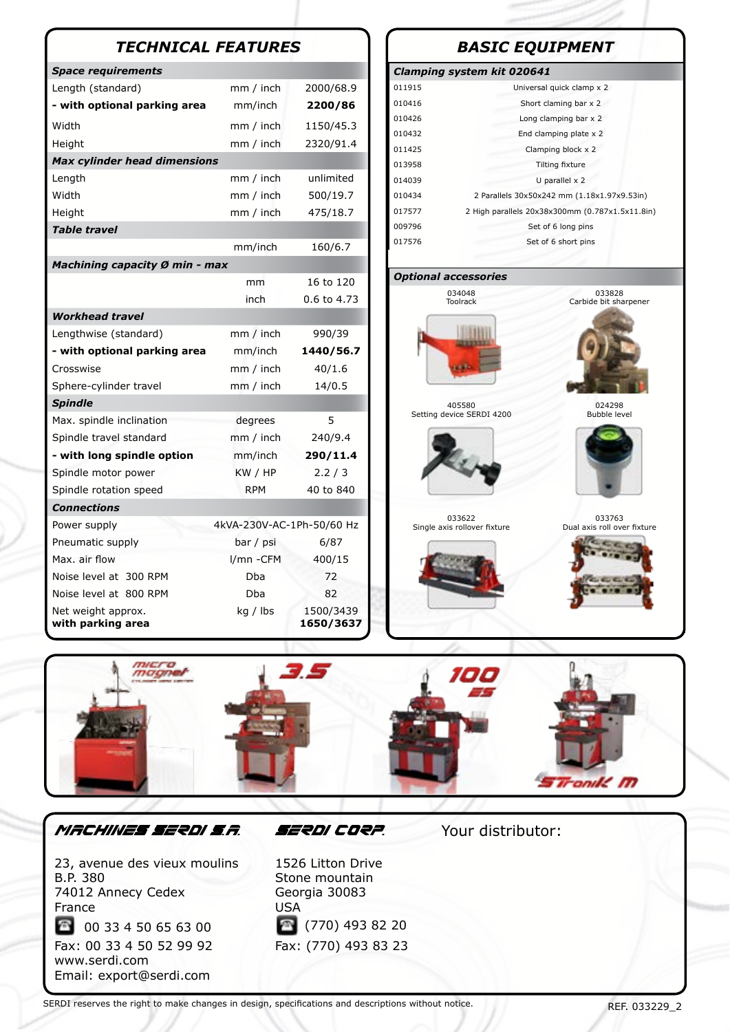## TECHNICAL FEATURES

| | | |
|---|---|---|
| ***Space requirements*** | | |
| Length (standard) | mm / inch | 2000/68.9 |
| **- with optional parking area** | mm/inch | **2200/86** |
| Width | mm / inch | 1150/45.3 |
| Height | mm / inch | 2320/91.4 |
| ***Max cylinder head dimensions*** | | |
| Length | mm / inch | unlimited |
| Width | mm / inch | 500/19.7 |
| Height | mm / inch | 475/18.7 |
| ***Table travel*** | | |
| | mm/inch | 160/6.7 |
| ***Machining capacity Ø min - max*** | | |
| | mm | 16 to 120 |
| | inch | 0.6 to 4.73 |
| ***Workhead travel*** | | |
| Lengthwise (standard) | mm / inch | 990/39 |
| **- with optional parking area** | mm/inch | **1440/56.7** |
| Crosswise | mm / inch | 40/1.6 |
| Sphere-cylinder travel | mm / inch | 14/0.5 |
| ***Spindle*** | | |
| Max. spindle inclination | degrees | 5 |
| Spindle travel standard | mm / inch | 240/9.4 |
| **- with long spindle option** | mm/inch | **290/11.4** |
| Spindle motor power | KW / HP | 2.2 / 3 |
| Spindle rotation speed | RPM | 40 to 840 |
| ***Connections*** | | |
| Power supply | 4kVA-230V-AC-1Ph-50/60 Hz | |
| Pneumatic supply | bar / psi | 6/87 |
| Max. air flow | l/mn -CFM | 400/15 |
| Noise level at 300 RPM | Dba | 72 |
| Noise level at 800 RPM | Dba | 82 |
| Net weight approx. **with parking area** | kg / lbs | 1500/3439 **1650/3637** |

## BASIC EQUIPMENT

***Clamping system kit 020641***

| | |
|---|---|
| 011915 | Universal quick clamp x 2 |
| 010416 | Short claming bar x 2 |
| 010426 | Long clamping bar x 2 |
| 010432 | End clamping plate x 2 |
| 011425 | Clamping block x 2 |
| 013958 | Tilting fixture |
| 014039 | U parallel x 2 |
| 010434 | 2 Parallels 30x50x242 mm (1.18x1.97x9.53in) |
| 017577 | 2 High parallels 20x38x300mm (0.787x1.5x11.8in) |
| 009796 | Set of 6 long pins |
| 017576 | Set of 6 short pins |

***Optional accessories***

034048
Toolrack

033828
Carbide bit sharpener

405580
Setting device SERDI 4200

024298
Bubble level

033622
Single axis rollover fixture

033763
Dual axis roll over fixture

micro magnet — 3.5 — 100 ES — STronik M

**MACHINES SERDI S.A.**

23, avenue des vieux moulins
B.P. 380
74012 Annecy Cedex
France
☎ 00 33 4 50 65 63 00
Fax: 00 33 4 50 52 99 92
www.serdi.com
Email: export@serdi.com

**SERDI CORP.**

1526 Litton Drive
Stone mountain
Georgia 30083
USA
☎ (770) 493 82 20
Fax: (770) 493 83 23

Your distributor:

SERDI reserves the right to make changes in design, specifications and descriptions without notice.

REF. 033229_2